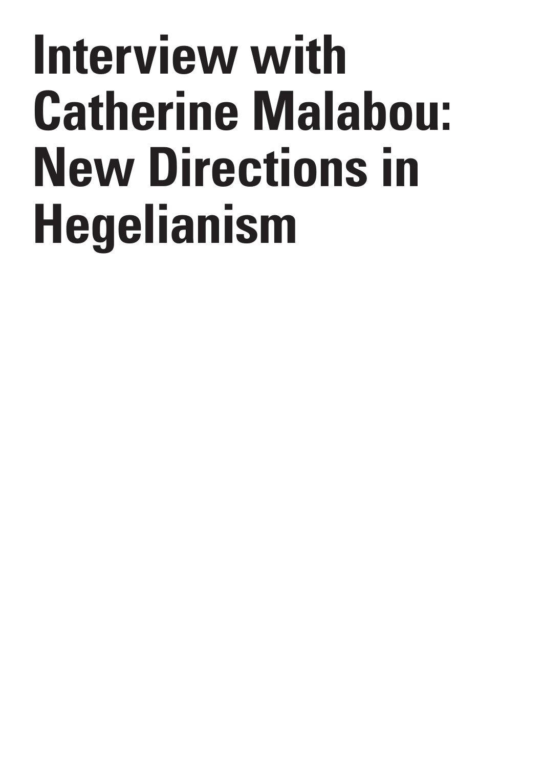# Interview with Catherine Malabou: New Directions in Hegelianism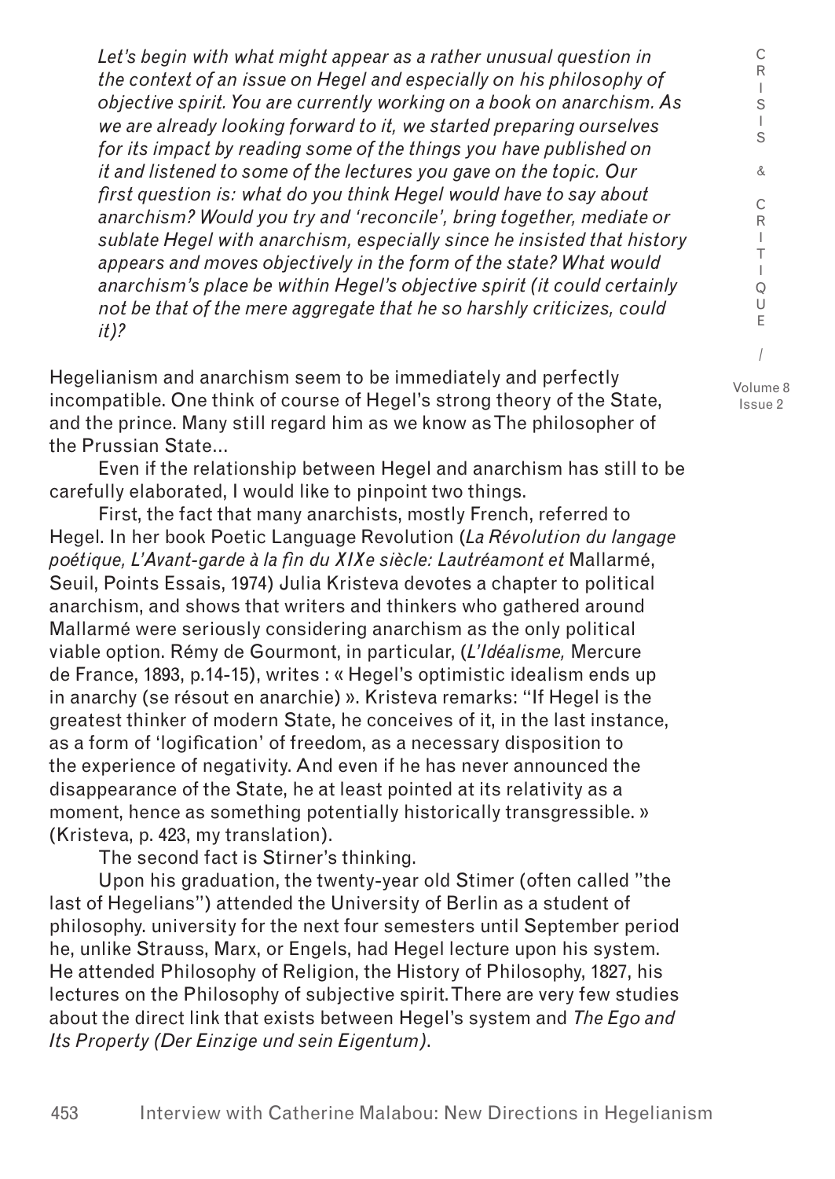*Let's begin with what might appear as a rather unusual question in the context of an issue on Hegel and especially on his philosophy of objective spirit. You are currently working on a book on anarchism. As we are already looking forward to it, we started preparing ourselves for its impact by reading some of the things you have published on it and listened to some of the lectures you gave on the topic. Our first question is: what do you think Hegel would have to say about anarchism? Would you try and 'reconcile', bring together, mediate or sublate Hegel with anarchism, especially since he insisted that history appears and moves objectively in the form of the state? What would anarchism's place be within Hegel's objective spirit (it could certainly not be that of the mere aggregate that he so harshly criticizes, could it)?*

Hegelianism and anarchism seem to be immediately and perfectly incompatible. One think of course of Hegel's strong theory of the State, and the prince. Many still regard him as we know as The philosopher of the Prussian State…

Even if the relationship between Hegel and anarchism has still to be carefully elaborated, I would like to pinpoint two things.

First, the fact that many anarchists, mostly French, referred to Hegel. In her book Poetic Language Revolution (*La Révolution du langage poétique, L'Avant-garde à la fin du XIXe siècle: Lautréamont et* Mallarmé, Seuil, Points Essais, 1974) Julia Kristeva devotes a chapter to political anarchism, and shows that writers and thinkers who gathered around Mallarmé were seriously considering anarchism as the only political viable option. Rémy de Gourmont, in particular, (*L'Idéalisme,* Mercure de France, 1893, p.14-15), writes : « Hegel's optimistic idealism ends up in anarchy (se résout en anarchie) ». Kristeva remarks: "If Hegel is the greatest thinker of modern State, he conceives of it, in the last instance, as a form of 'logification' of freedom, as a necessary disposition to the experience of negativity. And even if he has never announced the disappearance of the State, he at least pointed at its relativity as a moment, hence as something potentially historically transgressible. » (Kristeva, p. 423, my translation).

The second fact is Stirner's thinking.

Upon his graduation, the twenty-year old Stimer (often called "the last of Hegelians") attended the University of Berlin as a student of philosophy. university for the next four semesters until September period he, unlike Strauss, Marx, or Engels, had Hegel lecture upon his system. He attended Philosophy of Religion, the History of Philosophy, 1827, his lectures on the Philosophy of subjective spirit. There are very few studies about the direct link that exists between Hegel's system and *The Ego and Its Property (Der Einzige und sein Eigentum)*.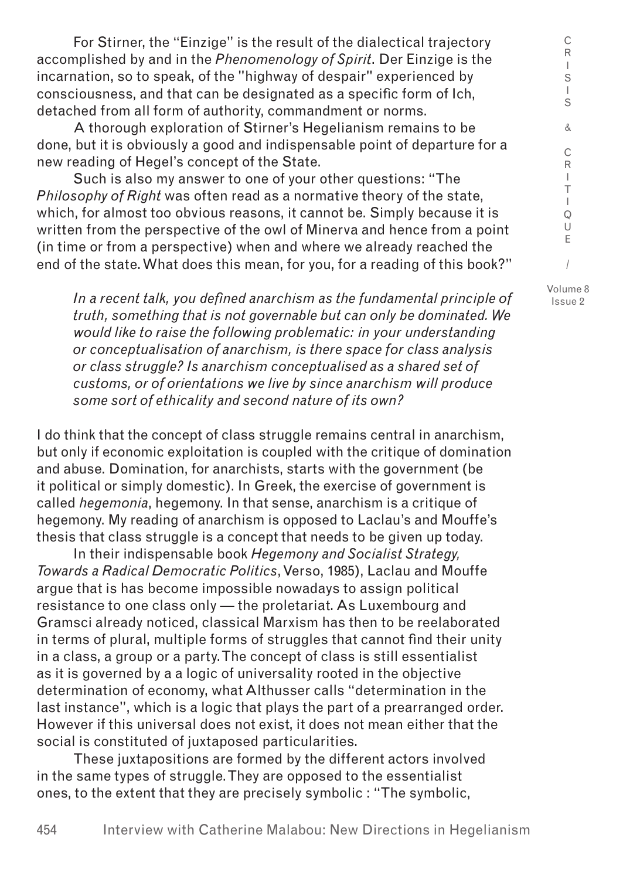For Stirner, the "Einzige" is the result of the dialectical trajectory accomplished by and in the *Phenomenology of Spirit*. Der Einzige is the incarnation, so to speak, of the "highway of despair" experienced by consciousness, and that can be designated as a specific form of Ich, detached from all form of authority, commandment or norms.

A thorough exploration of Stirner's Hegelianism remains to be done, but it is obviously a good and indispensable point of departure for a new reading of Hegel's concept of the State.

Such is also my answer to one of your other questions: "The *Philosophy of Right* was often read as a normative theory of the state, which, for almost too obvious reasons, it cannot be. Simply because it is written from the perspective of the owl of Minerva and hence from a point (in time or from a perspective) when and where we already reached the end of the state. What does this mean, for you, for a reading of this book?"

*In a recent talk, you defined anarchism as the fundamental principle of truth, something that is not governable but can only be dominated. We would like to raise the following problematic: in your understanding or conceptualisation of anarchism, is there space for class analysis or class struggle? Is anarchism conceptualised as a shared set of customs, or of orientations we live by since anarchism will produce some sort of ethicality and second nature of its own?*

I do think that the concept of class struggle remains central in anarchism, but only if economic exploitation is coupled with the critique of domination and abuse. Domination, for anarchists, starts with the government (be it political or simply domestic). In Greek, the exercise of government is called *hegemonia*, hegemony. In that sense, anarchism is a critique of hegemony. My reading of anarchism is opposed to Laclau's and Mouffe's thesis that class struggle is a concept that needs to be given up today.

In their indispensable book *Hegemony and Socialist Strategy, Towards a Radical Democratic Politics*, Verso, 1985), Laclau and Mouffe argue that is has become impossible nowadays to assign political resistance to one class only — the proletariat. As Luxembourg and Gramsci already noticed, classical Marxism has then to be reelaborated in terms of plural, multiple forms of struggles that cannot find their unity in a class, a group or a party. The concept of class is still essentialist as it is governed by a a logic of universality rooted in the objective determination of economy, what Althusser calls "determination in the last instance", which is a logic that plays the part of a prearranged order. However if this universal does not exist, it does not mean either that the social is constituted of juxtaposed particularities.

These juxtapositions are formed by the different actors involved in the same types of struggle. They are opposed to the essentialist ones, to the extent that they are precisely symbolic : "The symbolic,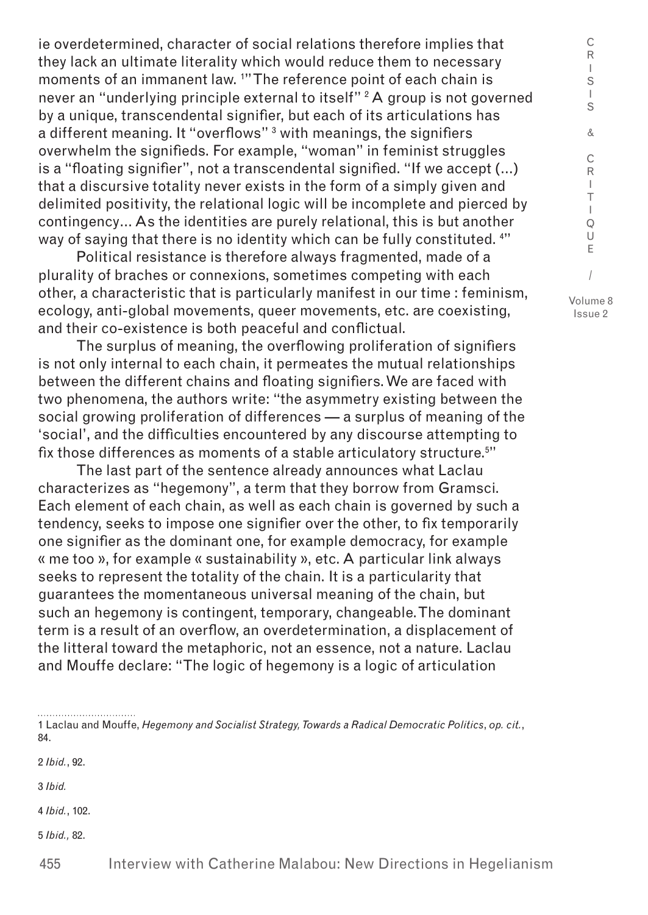ie overdetermined, character of social relations therefore implies that they lack an ultimate literality which would reduce them to necessary moments of an immanent law. [1]" The reference point of each chain is never an "underlying principle external to itself" [2] A group is not governed by a unique, transcendental signifier, but each of its articulations has a different meaning. It "overflows" [3] with meanings, the signifiers overwhelm the signifieds. For example, "woman" in feminist struggles is a "floating signifier", not a transcendental signified. "If we accept (...) that a discursive totality never exists in the form of a simply given and delimited positivity, the relational logic will be incomplete and pierced by contingency... As the identities are purely relational, this is but another way of saying that there is no identity which can be fully constituted. [4]"

Political resistance is therefore always fragmented, made of a plurality of braches or connexions, sometimes competing with each other, a characteristic that is particularly manifest in our time : feminism, ecology, anti-global movements, queer movements, etc. are coexisting, and their co-existence is both peaceful and conflictual.

The surplus of meaning, the overflowing proliferation of signifiers is not only internal to each chain, it permeates the mutual relationships between the different chains and floating signifiers. We are faced with two phenomena, the authors write: "the asymmetry existing between the social growing proliferation of differences — a surplus of meaning of the 'social', and the difficulties encountered by any discourse attempting to fix those differences as moments of a stable articulatory structure.[5]"

The last part of the sentence already announces what Laclau characterizes as "hegemony", a term that they borrow from Gramsci. Each element of each chain, as well as each chain is governed by such a tendency, seeks to impose one signifier over the other, to fix temporarily one signifier as the dominant one, for example democracy, for example « me too », for example « sustainability », etc. A particular link always seeks to represent the totality of the chain. It is a particularity that guarantees the momentaneous universal meaning of the chain, but such an hegemony is contingent, temporary, changeable. The dominant term is a result of an overflow, an overdetermination, a displacement of the litteral toward the metaphoric, not an essence, not a nature. Laclau and Mouffe declare: "The logic of hegemony is a logic of articulation

---

1 Laclau and Mouffe, *Hegemony and Socialist Strategy, Towards a Radical Democratic Politics*, *op. cit.*, 84.

2 *Ibid.*, 92.

3 *Ibid.*

4 *Ibid.*, 102.

5 *Ibid.,* 82.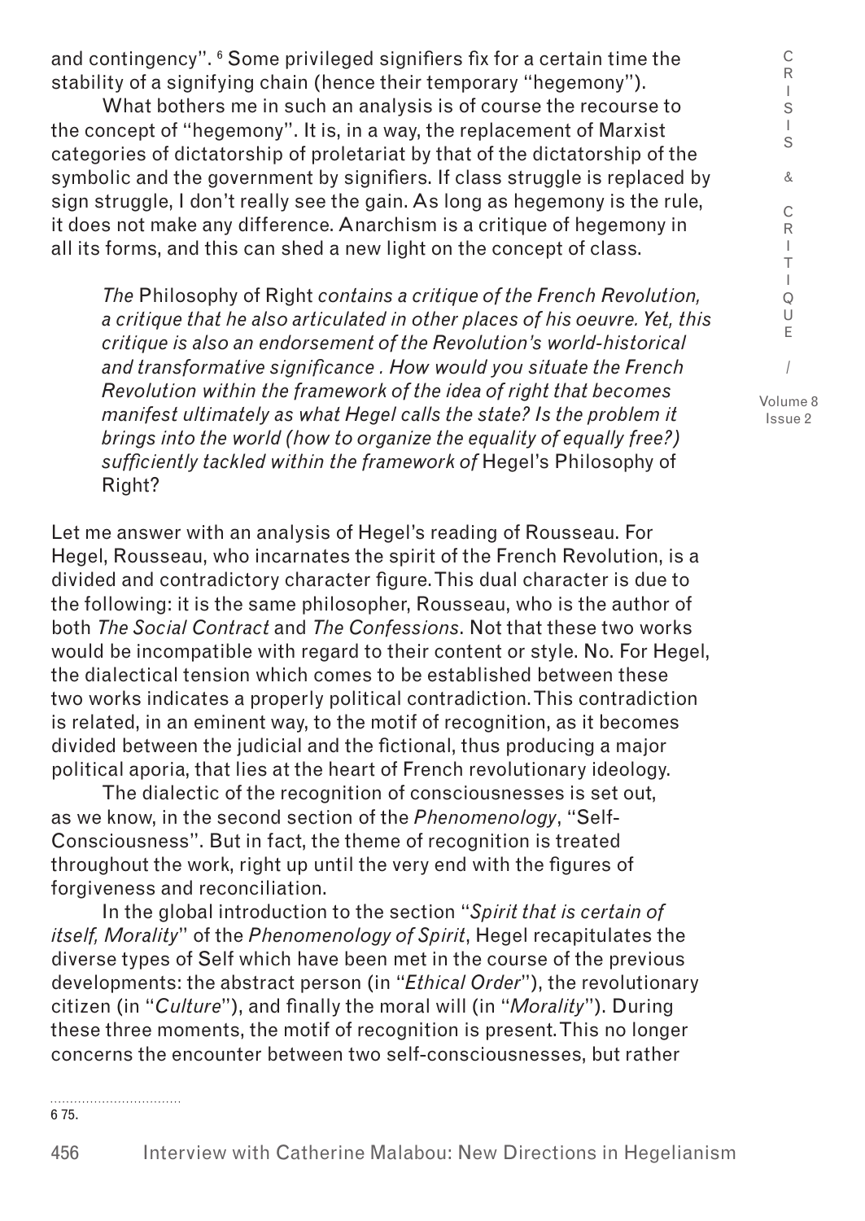and contingency".[6] Some privileged signifiers fix for a certain time the stability of a signifying chain (hence their temporary "hegemony").

What bothers me in such an analysis is of course the recourse to the concept of "hegemony". It is, in a way, the replacement of Marxist categories of dictatorship of proletariat by that of the dictatorship of the symbolic and the government by signifiers. If class struggle is replaced by sign struggle, I don't really see the gain. As long as hegemony is the rule, it does not make any difference. Anarchism is a critique of hegemony in all its forms, and this can shed a new light on the concept of class.

> *The* Philosophy of Right *contains a critique of the French Revolution, a critique that he also articulated in other places of his oeuvre. Yet, this critique is also an endorsement of the Revolution's world-historical and transformative significance . How would you situate the French Revolution within the framework of the idea of right that becomes manifest ultimately as what Hegel calls the state? Is the problem it brings into the world (how to organize the equality of equally free?) sufficiently tackled within the framework of* Hegel's Philosophy of Right?

Let me answer with an analysis of Hegel's reading of Rousseau. For Hegel, Rousseau, who incarnates the spirit of the French Revolution, is a divided and contradictory character figure. This dual character is due to the following: it is the same philosopher, Rousseau, who is the author of both *The Social Contract* and *The Confessions*. Not that these two works would be incompatible with regard to their content or style. No. For Hegel, the dialectical tension which comes to be established between these two works indicates a properly political contradiction. This contradiction is related, in an eminent way, to the motif of recognition, as it becomes divided between the judicial and the fictional, thus producing a major political aporia, that lies at the heart of French revolutionary ideology.

The dialectic of the recognition of consciousnesses is set out, as we know, in the second section of the *Phenomenology*, "Self-Consciousness". But in fact, the theme of recognition is treated throughout the work, right up until the very end with the figures of forgiveness and reconciliation.

In the global introduction to the section "*Spirit that is certain of itself, Morality*" of the *Phenomenology of Spirit*, Hegel recapitulates the diverse types of Self which have been met in the course of the previous developments: the abstract person (in "*Ethical Order*"), the revolutionary citizen (in "*Culture*"), and finally the moral will (in "*Morality*"). During these three moments, the motif of recognition is present. This no longer concerns the encounter between two self-consciousnesses, but rather

---

6 75.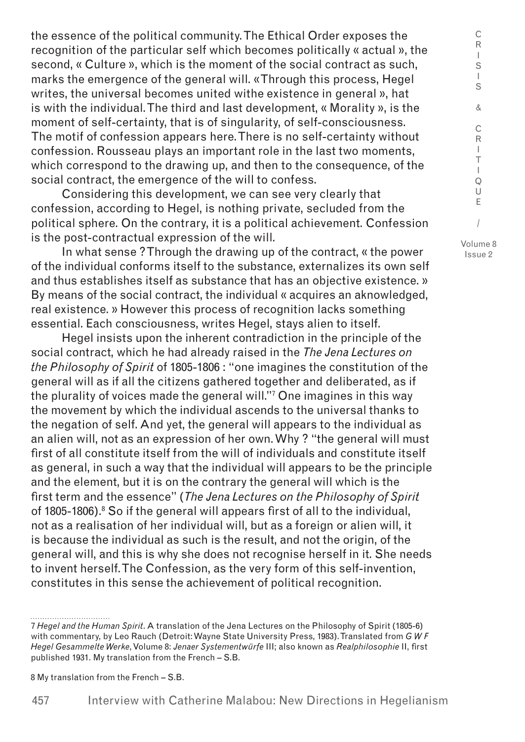the essence of the political community. The Ethical Order exposes the recognition of the particular self which becomes politically « actual », the second, « Culture », which is the moment of the social contract as such, marks the emergence of the general will. «Through this process, Hegel writes, the universal becomes united withe existence in general », hat is with the individual. The third and last development, « Morality », is the moment of self-certainty, that is of singularity, of self-consciousness. The motif of confession appears here. There is no self-certainty without confession. Rousseau plays an important role in the last two moments, which correspond to the drawing up, and then to the consequence, of the social contract, the emergence of the will to confess.

Considering this development, we can see very clearly that confession, according to Hegel, is nothing private, secluded from the political sphere. On the contrary, it is a political achievement. Confession is the post-contractual expression of the will.

In what sense ? Through the drawing up of the contract, « the power of the individual conforms itself to the substance, externalizes its own self and thus establishes itself as substance that has an objective existence. » By means of the social contract, the individual « acquires an aknowledged, real existence. » However this process of recognition lacks something essential. Each consciousness, writes Hegel, stays alien to itself.

Hegel insists upon the inherent contradiction in the principle of the social contract, which he had already raised in the *The Jena Lectures on the Philosophy of Spirit* of 1805-1806 : "one imagines the constitution of the general will as if all the citizens gathered together and deliberated, as if the plurality of voices made the general will."[7] One imagines in this way the movement by which the individual ascends to the universal thanks to the negation of self. And yet, the general will appears to the individual as an alien will, not as an expression of her own. Why ? "the general will must first of all constitute itself from the will of individuals and constitute itself as general, in such a way that the individual will appears to be the principle and the element, but it is on the contrary the general will which is the first term and the essence" (*The Jena Lectures on the Philosophy of Spirit* of 1805-1806).[8] So if the general will appears first of all to the individual, not as a realisation of her individual will, but as a foreign or alien will, it is because the individual as such is the result, and not the origin, of the general will, and this is why she does not recognise herself in it. She needs to invent herself. The Confession, as the very form of this self-invention, constitutes in this sense the achievement of political recognition.

---

7 *Hegel and the Human Spirit*. A translation of the Jena Lectures on the Philosophy of Spirit (1805-6) with commentary, by Leo Rauch (Detroit: Wayne State University Press, 1983). Translated from *G W F Hegel Gesammelte Werke*, Volume 8: *Jenaer Systementwürfe* III; also known as *Realphilosophie* II, first published 1931. My translation from the French – S.B.

8 My translation from the French – S.B.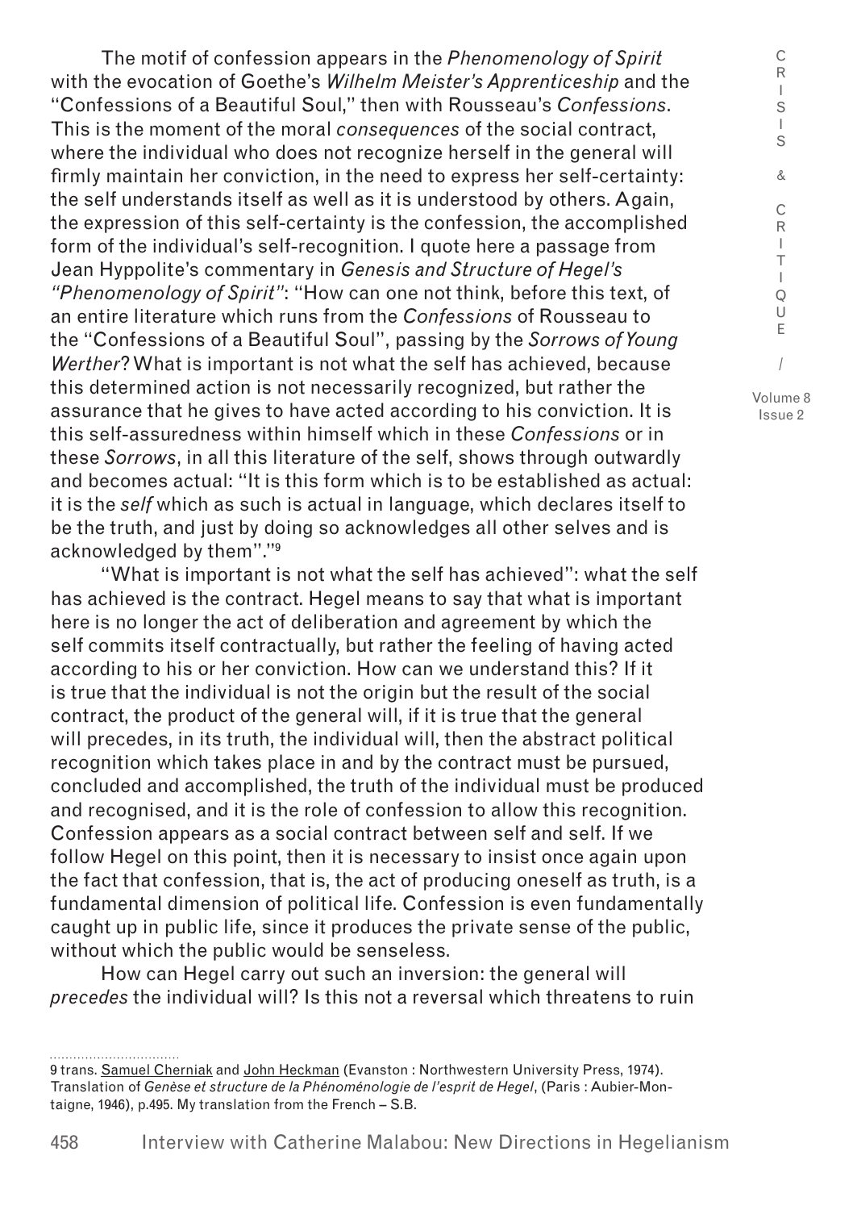The motif of confession appears in the *Phenomenology of Spirit* with the evocation of Goethe's *Wilhelm Meister's Apprenticeship* and the "Confessions of a Beautiful Soul," then with Rousseau's *Confessions*. This is the moment of the moral *consequences* of the social contract, where the individual who does not recognize herself in the general will firmly maintain her conviction, in the need to express her self-certainty: the self understands itself as well as it is understood by others. Again, the expression of this self-certainty is the confession, the accomplished form of the individual's self-recognition. I quote here a passage from Jean Hyppolite's commentary in *Genesis and Structure of Hegel's "Phenomenology of Spirit"*: "How can one not think, before this text, of an entire literature which runs from the *Confessions* of Rousseau to the "Confessions of a Beautiful Soul", passing by the *Sorrows of Young Werther*? What is important is not what the self has achieved, because this determined action is not necessarily recognized, but rather the assurance that he gives to have acted according to his conviction. It is this self-assuredness within himself which in these *Confessions* or in these *Sorrows*, in all this literature of the self, shows through outwardly and becomes actual: "It is this form which is to be established as actual: it is the *self* which as such is actual in language, which declares itself to be the truth, and just by doing so acknowledges all other selves and is acknowledged by them"."[9]

"What is important is not what the self has achieved": what the self has achieved is the contract. Hegel means to say that what is important here is no longer the act of deliberation and agreement by which the self commits itself contractually, but rather the feeling of having acted according to his or her conviction. How can we understand this? If it is true that the individual is not the origin but the result of the social contract, the product of the general will, if it is true that the general will precedes, in its truth, the individual will, then the abstract political recognition which takes place in and by the contract must be pursued, concluded and accomplished, the truth of the individual must be produced and recognised, and it is the role of confession to allow this recognition. Confession appears as a social contract between self and self. If we follow Hegel on this point, then it is necessary to insist once again upon the fact that confession, that is, the act of producing oneself as truth, is a fundamental dimension of political life. Confession is even fundamentally caught up in public life, since it produces the private sense of the public, without which the public would be senseless.

How can Hegel carry out such an inversion: the general will *precedes* the individual will? Is this not a reversal which threatens to ruin

9 trans. Samuel Cherniak and John Heckman (Evanston : Northwestern University Press, 1974). Translation of *Genèse et structure de la Phénoménologie de l'esprit de Hegel*, (Paris : Aubier-Montaigne, 1946), p.495. My translation from the French – S.B.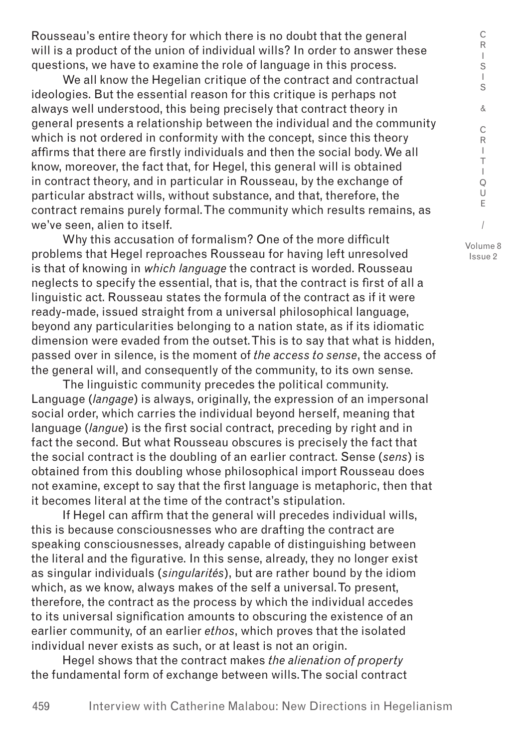Rousseau's entire theory for which there is no doubt that the general will is a product of the union of individual wills? In order to answer these questions, we have to examine the role of language in this process.

We all know the Hegelian critique of the contract and contractual ideologies. But the essential reason for this critique is perhaps not always well understood, this being precisely that contract theory in general presents a relationship between the individual and the community which is not ordered in conformity with the concept, since this theory affirms that there are firstly individuals and then the social body. We all know, moreover, the fact that, for Hegel, this general will is obtained in contract theory, and in particular in Rousseau, by the exchange of particular abstract wills, without substance, and that, therefore, the contract remains purely formal. The community which results remains, as we've seen, alien to itself.

Why this accusation of formalism? One of the more difficult problems that Hegel reproaches Rousseau for having left unresolved is that of knowing in *which language* the contract is worded. Rousseau neglects to specify the essential, that is, that the contract is first of all a linguistic act. Rousseau states the formula of the contract as if it were ready-made, issued straight from a universal philosophical language, beyond any particularities belonging to a nation state, as if its idiomatic dimension were evaded from the outset. This is to say that what is hidden, passed over in silence, is the moment of *the access to sense*, the access of the general will, and consequently of the community, to its own sense.

The linguistic community precedes the political community. Language (*langage*) is always, originally, the expression of an impersonal social order, which carries the individual beyond herself, meaning that language (*langue*) is the first social contract, preceding by right and in fact the second. But what Rousseau obscures is precisely the fact that the social contract is the doubling of an earlier contract. Sense (*sens*) is obtained from this doubling whose philosophical import Rousseau does not examine, except to say that the first language is metaphoric, then that it becomes literal at the time of the contract's stipulation.

If Hegel can affirm that the general will precedes individual wills, this is because consciousnesses who are drafting the contract are speaking consciousnesses, already capable of distinguishing between the literal and the figurative. In this sense, already, they no longer exist as singular individuals (*singularités*), but are rather bound by the idiom which, as we know, always makes of the self a universal. To present, therefore, the contract as the process by which the individual accedes to its universal signification amounts to obscuring the existence of an earlier community, of an earlier *ethos*, which proves that the isolated individual never exists as such, or at least is not an origin.

Hegel shows that the contract makes *the alienation of property* the fundamental form of exchange between wills. The social contract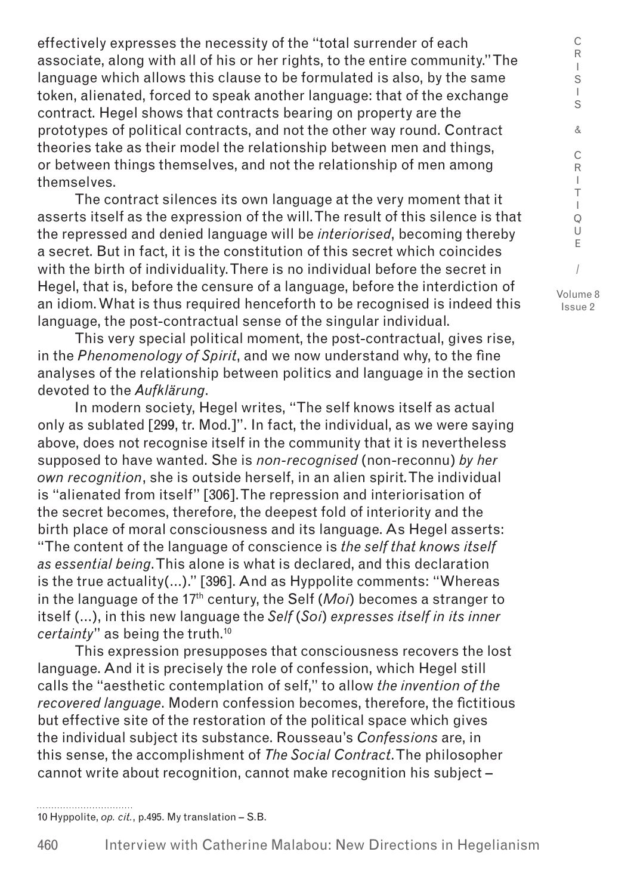effectively expresses the necessity of the "total surrender of each associate, along with all of his or her rights, to the entire community." The language which allows this clause to be formulated is also, by the same token, alienated, forced to speak another language: that of the exchange contract. Hegel shows that contracts bearing on property are the prototypes of political contracts, and not the other way round. Contract theories take as their model the relationship between men and things, or between things themselves, and not the relationship of men among themselves.

The contract silences its own language at the very moment that it asserts itself as the expression of the will. The result of this silence is that the repressed and denied language will be *interiorised*, becoming thereby a secret. But in fact, it is the constitution of this secret which coincides with the birth of individuality. There is no individual before the secret in Hegel, that is, before the censure of a language, before the interdiction of an idiom. What is thus required henceforth to be recognised is indeed this language, the post-contractual sense of the singular individual.

This very special political moment, the post-contractual, gives rise, in the *Phenomenology of Spirit*, and we now understand why, to the fine analyses of the relationship between politics and language in the section devoted to the *Aufklärung*.

In modern society, Hegel writes, "The self knows itself as actual only as sublated [299, tr. Mod.]". In fact, the individual, as we were saying above, does not recognise itself in the community that it is nevertheless supposed to have wanted. She is *non-recognised* (non-reconnu) *by her own recognition*, she is outside herself, in an alien spirit. The individual is "alienated from itself" [306]. The repression and interiorisation of the secret becomes, therefore, the deepest fold of interiority and the birth place of moral consciousness and its language. As Hegel asserts: "The content of the language of conscience is *the self that knows itself as essential being*. This alone is what is declared, and this declaration is the true actuality(...)." [396]. And as Hyppolite comments: "Whereas in the language of the 17th century, the Self (*Moi*) becomes a stranger to itself (...), in this new language the *Self* (*Soi*) *expresses itself in its inner certainty*" as being the truth.[10]

This expression presupposes that consciousness recovers the lost language. And it is precisely the role of confession, which Hegel still calls the "aesthetic contemplation of self," to allow *the invention of the recovered language*. Modern confession becomes, therefore, the fictitious but effective site of the restoration of the political space which gives the individual subject its substance. Rousseau's *Confessions* are, in this sense, the accomplishment of *The Social Contract*. The philosopher cannot write about recognition, cannot make recognition his subject –

10 Hyppolite, *op. cit.*, p.495. My translation – S.B.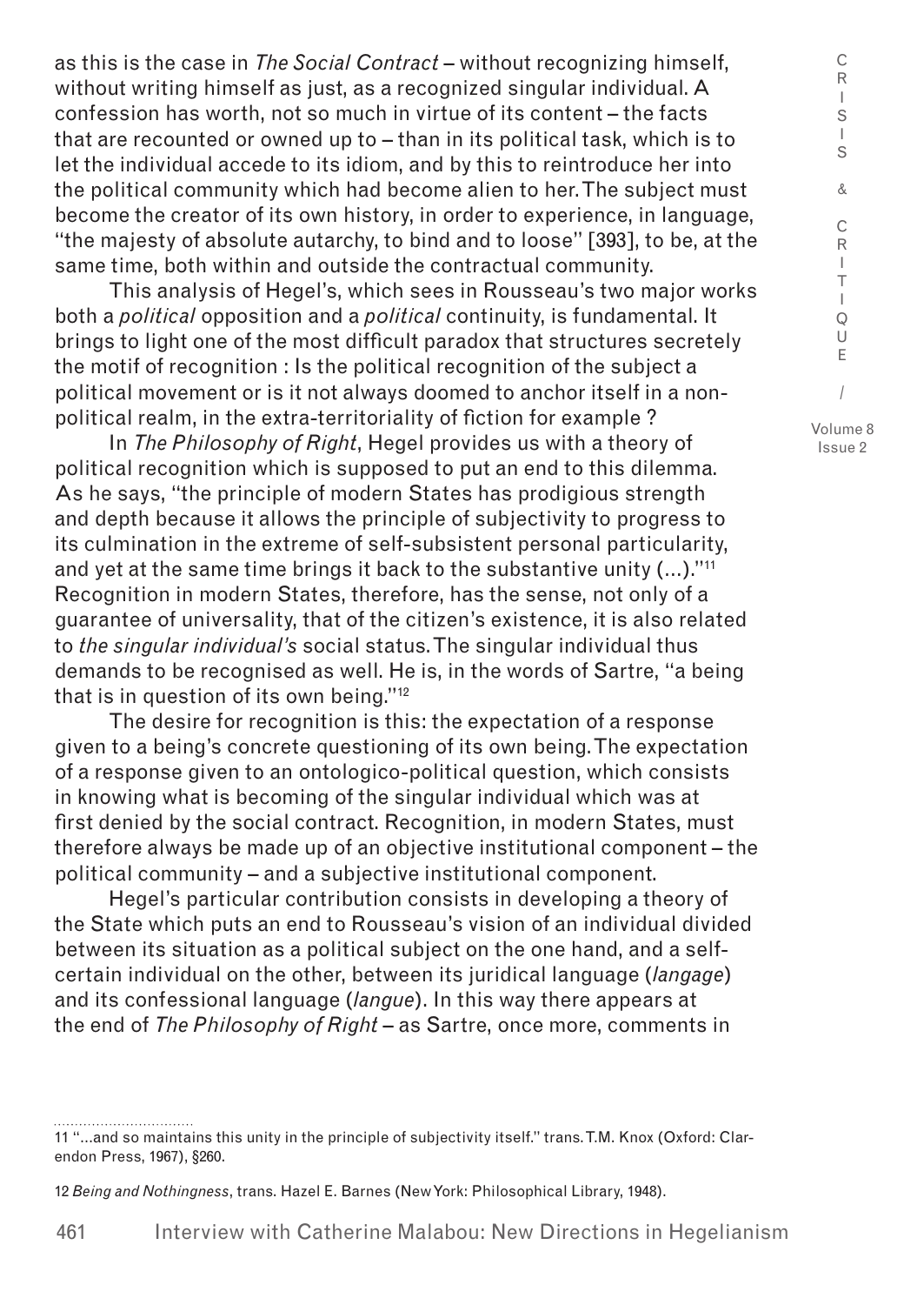as this is the case in *The Social Contract* – without recognizing himself, without writing himself as just, as a recognized singular individual. A confession has worth, not so much in virtue of its content – the facts that are recounted or owned up to – than in its political task, which is to let the individual accede to its idiom, and by this to reintroduce her into the political community which had become alien to her. The subject must become the creator of its own history, in order to experience, in language, "the majesty of absolute autarchy, to bind and to loose" [393], to be, at the same time, both within and outside the contractual community.

This analysis of Hegel's, which sees in Rousseau's two major works both a *political* opposition and a *political* continuity, is fundamental. It brings to light one of the most difficult paradox that structures secretely the motif of recognition : Is the political recognition of the subject a political movement or is it not always doomed to anchor itself in a non-political realm, in the extra-territoriality of fiction for example ?

In *The Philosophy of Right*, Hegel provides us with a theory of political recognition which is supposed to put an end to this dilemma. As he says, "the principle of modern States has prodigious strength and depth because it allows the principle of subjectivity to progress to its culmination in the extreme of self-subsistent personal particularity, and yet at the same time brings it back to the substantive unity (…)."[11] Recognition in modern States, therefore, has the sense, not only of a guarantee of universality, that of the citizen's existence, it is also related to *the singular individual's* social status. The singular individual thus demands to be recognised as well. He is, in the words of Sartre, "a being that is in question of its own being."[12]

The desire for recognition is this: the expectation of a response given to a being's concrete questioning of its own being. The expectation of a response given to an ontologico-political question, which consists in knowing what is becoming of the singular individual which was at first denied by the social contract. Recognition, in modern States, must therefore always be made up of an objective institutional component – the political community – and a subjective institutional component.

Hegel's particular contribution consists in developing a theory of the State which puts an end to Rousseau's vision of an individual divided between its situation as a political subject on the one hand, and a self-certain individual on the other, between its juridical language (*langage*) and its confessional language (*langue*). In this way there appears at the end of *The Philosophy of Right* – as Sartre, once more, comments in

---

11 "…and so maintains this unity in the principle of subjectivity itself." trans. T.M. Knox (Oxford: Clarendon Press, 1967), §260.

12 *Being and Nothingness*, trans. Hazel E. Barnes (New York: Philosophical Library, 1948).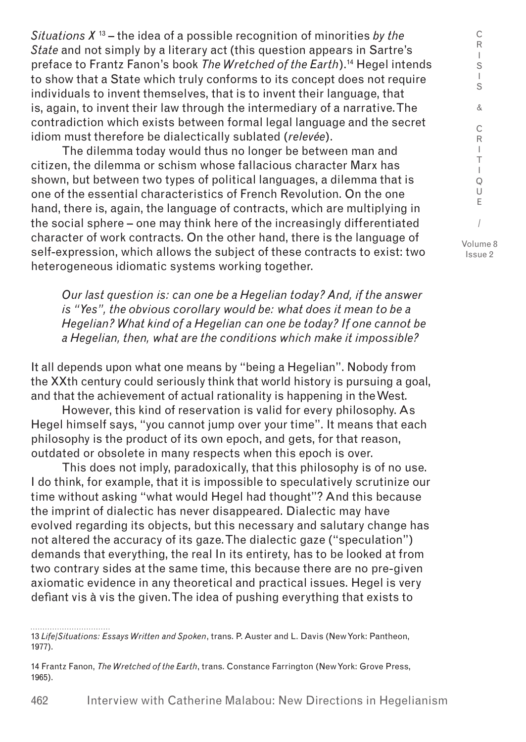*Situations X* [13] – the idea of a possible recognition of minorities *by the State* and not simply by a literary act (this question appears in Sartre's preface to Frantz Fanon's book *The Wretched of the Earth*).[14] Hegel intends to show that a State which truly conforms to its concept does not require individuals to invent themselves, that is to invent their language, that is, again, to invent their law through the intermediary of a narrative. The contradiction which exists between formal legal language and the secret idiom must therefore be dialectically sublated (*relevée*).

The dilemma today would thus no longer be between man and citizen, the dilemma or schism whose fallacious character Marx has shown, but between two types of political languages, a dilemma that is one of the essential characteristics of French Revolution. On the one hand, there is, again, the language of contracts, which are multiplying in the social sphere – one may think here of the increasingly differentiated character of work contracts. On the other hand, there is the language of self-expression, which allows the subject of these contracts to exist: two heterogeneous idiomatic systems working together.

*Our last question is: can one be a Hegelian today? And, if the answer is "Yes", the obvious corollary would be: what does it mean to be a Hegelian? What kind of a Hegelian can one be today? If one cannot be a Hegelian, then, what are the conditions which make it impossible?*

It all depends upon what one means by "being a Hegelian". Nobody from the XXth century could seriously think that world history is pursuing a goal, and that the achievement of actual rationality is happening in the West.

However, this kind of reservation is valid for every philosophy. As Hegel himself says, "you cannot jump over your time". It means that each philosophy is the product of its own epoch, and gets, for that reason, outdated or obsolete in many respects when this epoch is over.

This does not imply, paradoxically, that this philosophy is of no use. I do think, for example, that it is impossible to speculatively scrutinize our time without asking "what would Hegel had thought"? And this because the imprint of dialectic has never disappeared. Dialectic may have evolved regarding its objects, but this necessary and salutary change has not altered the accuracy of its gaze. The dialectic gaze ("speculation") demands that everything, the real In its entirety, has to be looked at from two contrary sides at the same time, this because there are no pre-given axiomatic evidence in any theoretical and practical issues. Hegel is very defiant vis à vis the given. The idea of pushing everything that exists to

---

13 *Life/Situations: Essays Written and Spoken*, trans. P. Auster and L. Davis (New York: Pantheon, 1977).

14 Frantz Fanon, *The Wretched of the Earth*, trans. Constance Farrington (New York: Grove Press, 1965).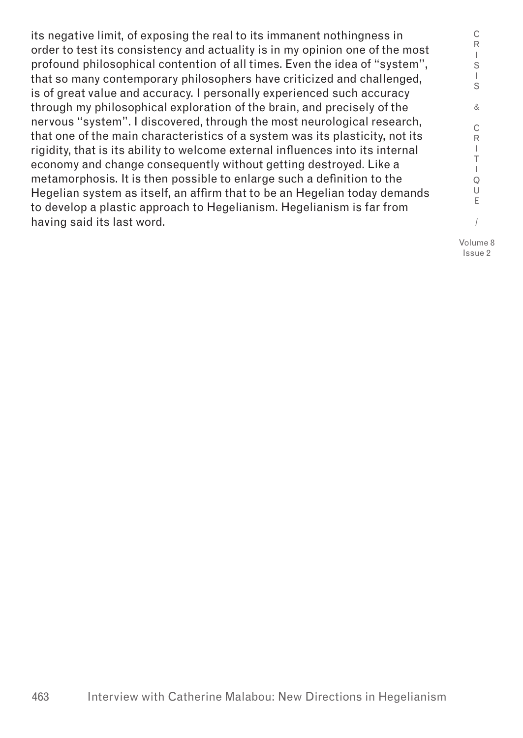its negative limit, of exposing the real to its immanent nothingness in order to test its consistency and actuality is in my opinion one of the most profound philosophical contention of all times. Even the idea of "system", that so many contemporary philosophers have criticized and challenged, is of great value and accuracy. I personally experienced such accuracy through my philosophical exploration of the brain, and precisely of the nervous "system". I discovered, through the most neurological research, that one of the main characteristics of a system was its plasticity, not its rigidity, that is its ability to welcome external influences into its internal economy and change consequently without getting destroyed. Like a metamorphosis. It is then possible to enlarge such a definition to the Hegelian system as itself, an affirm that to be an Hegelian today demands to develop a plastic approach to Hegelianism. Hegelianism is far from having said its last word.